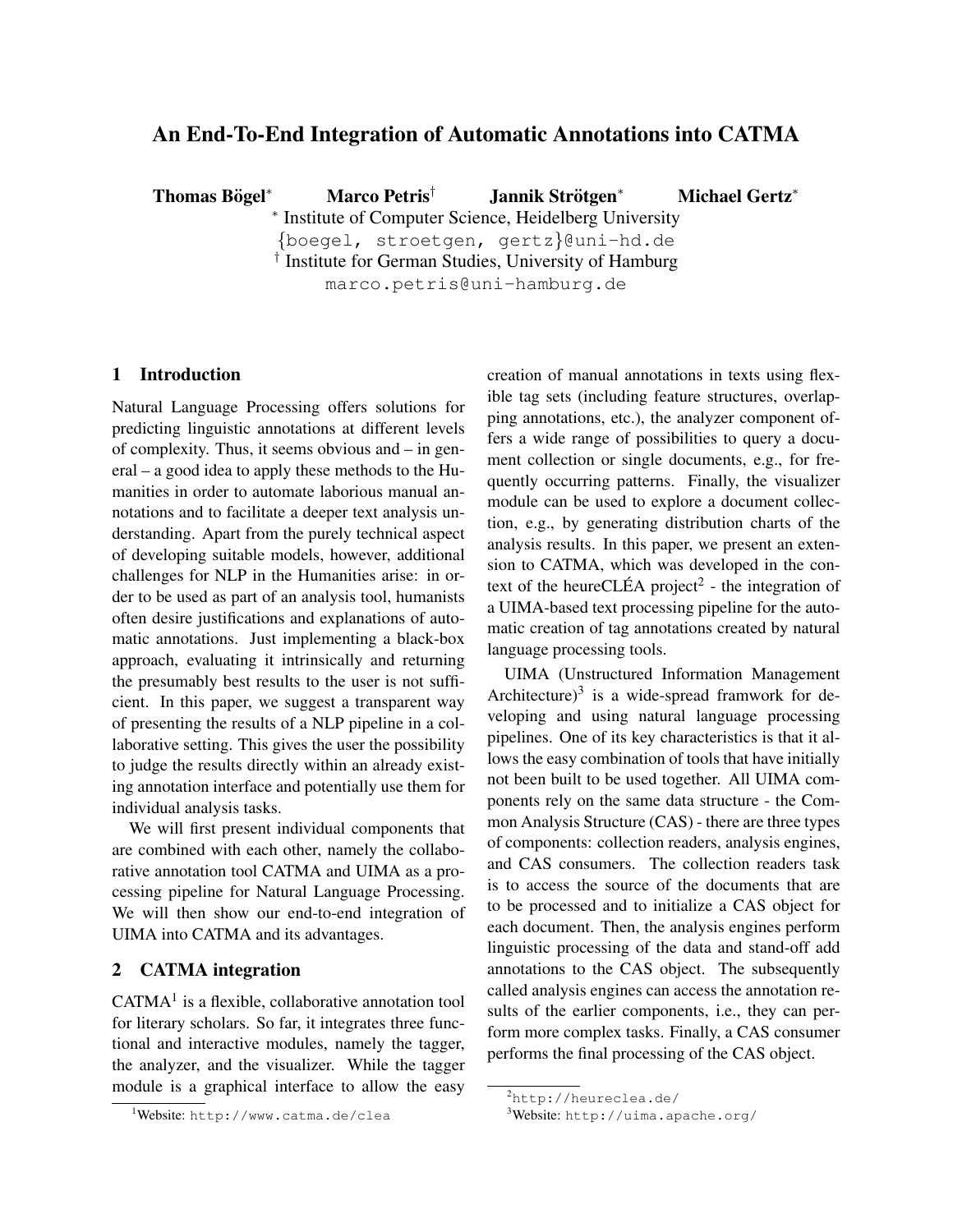# An End-To-End Integration of Automatic Annotations into CATMA

**Thomas Bögel*** **Marco Petris†** **Jannik Strötgen*** **Michael Gertz***

* Institute of Computer Science, Heidelberg University
{boegel, stroetgen, gertz}@uni-hd.de
† Institute for German Studies, University of Hamburg
marco.petris@uni-hamburg.de

## 1 Introduction

Natural Language Processing offers solutions for predicting linguistic annotations at different levels of complexity. Thus, it seems obvious and – in general – a good idea to apply these methods to the Humanities in order to automate laborious manual annotations and to facilitate a deeper text analysis understanding. Apart from the purely technical aspect of developing suitable models, however, additional challenges for NLP in the Humanities arise: in order to be used as part of an analysis tool, humanists often desire justifications and explanations of automatic annotations. Just implementing a black-box approach, evaluating it intrinsically and returning the presumably best results to the user is not sufficient. In this paper, we suggest a transparent way of presenting the results of a NLP pipeline in a collaborative setting. This gives the user the possibility to judge the results directly within an already existing annotation interface and potentially use them for individual analysis tasks.

We will first present individual components that are combined with each other, namely the collaborative annotation tool CATMA and UIMA as a processing pipeline for Natural Language Processing. We will then show our end-to-end integration of UIMA into CATMA and its advantages.

## 2 CATMA integration

CATMA[1] is a flexible, collaborative annotation tool for literary scholars. So far, it integrates three functional and interactive modules, namely the tagger, the analyzer, and the visualizer. While the tagger module is a graphical interface to allow the easy creation of manual annotations in texts using flexible tag sets (including feature structures, overlapping annotations, etc.), the analyzer component offers a wide range of possibilities to query a document collection or single documents, e.g., for frequently occurring patterns. Finally, the visualizer module can be used to explore a document collection, e.g., by generating distribution charts of the analysis results. In this paper, we present an extension to CATMA, which was developed in the context of the heureCLÉA project[2] - the integration of a UIMA-based text processing pipeline for the automatic creation of tag annotations created by natural language processing tools.

UIMA (Unstructured Information Management Architecture)[3] is a wide-spread framwork for developing and using natural language processing pipelines. One of its key characteristics is that it allows the easy combination of tools that have initially not been built to be used together. All UIMA components rely on the same data structure - the Common Analysis Structure (CAS) - there are three types of components: collection readers, analysis engines, and CAS consumers. The collection readers task is to access the source of the documents that are to be processed and to initialize a CAS object for each document. Then, the analysis engines perform linguistic processing of the data and stand-off add annotations to the CAS object. The subsequently called analysis engines can access the annotation results of the earlier components, i.e., they can perform more complex tasks. Finally, a CAS consumer performs the final processing of the CAS object.

---

[1]Website: http://www.catma.de/clea

[2]http://heureclea.de/

[3]Website: http://uima.apache.org/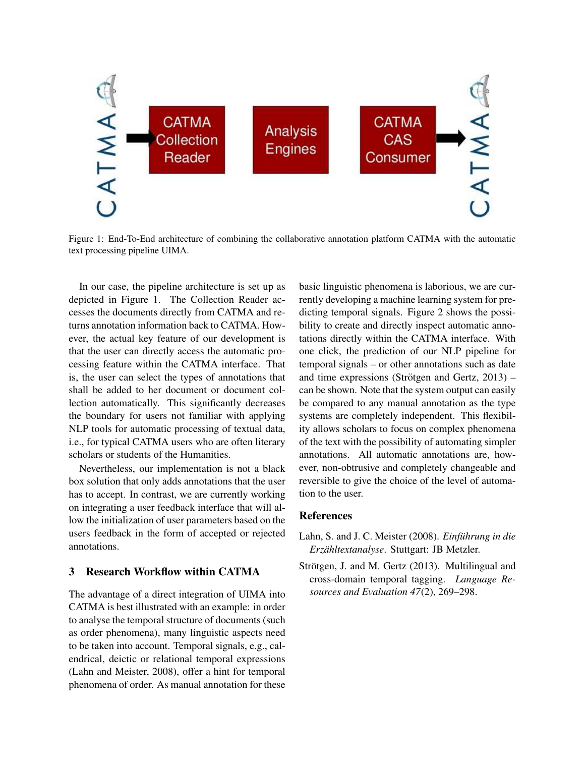Figure 1: End-To-End architecture of combining the collaborative annotation platform CATMA with the automatic text processing pipeline UIMA.

In our case, the pipeline architecture is set up as depicted in Figure 1. The Collection Reader accesses the documents directly from CATMA and returns annotation information back to CATMA. However, the actual key feature of our development is that the user can directly access the automatic processing feature within the CATMA interface. That is, the user can select the types of annotations that shall be added to her document or document collection automatically. This significantly decreases the boundary for users not familiar with applying NLP tools for automatic processing of textual data, i.e., for typical CATMA users who are often literary scholars or students of the Humanities.

Nevertheless, our implementation is not a black box solution that only adds annotations that the user has to accept. In contrast, we are currently working on integrating a user feedback interface that will allow the initialization of user parameters based on the users feedback in the form of accepted or rejected annotations.

## 3 Research Workflow within CATMA

The advantage of a direct integration of UIMA into CATMA is best illustrated with an example: in order to analyse the temporal structure of documents (such as order phenomena), many linguistic aspects need to be taken into account. Temporal signals, e.g., calendrical, deictic or relational temporal expressions (Lahn and Meister, 2008), offer a hint for temporal phenomena of order. As manual annotation for these basic linguistic phenomena is laborious, we are currently developing a machine learning system for predicting temporal signals. Figure 2 shows the possibility to create and directly inspect automatic annotations directly within the CATMA interface. With one click, the prediction of our NLP pipeline for temporal signals – or other annotations such as date and time expressions (Strötgen and Gertz, 2013) – can be shown. Note that the system output can easily be compared to any manual annotation as the type systems are completely independent. This flexibility allows scholars to focus on complex phenomena of the text with the possibility of automating simpler annotations. All automatic annotations are, however, non-obtrusive and completely changeable and reversible to give the choice of the level of automation to the user.

## References

Lahn, S. and J. C. Meister (2008). *Einführung in die Erzähltextanalyse*. Stuttgart: JB Metzler.

Strötgen, J. and M. Gertz (2013). Multilingual and cross-domain temporal tagging. *Language Resources and Evaluation 47*(2), 269–298.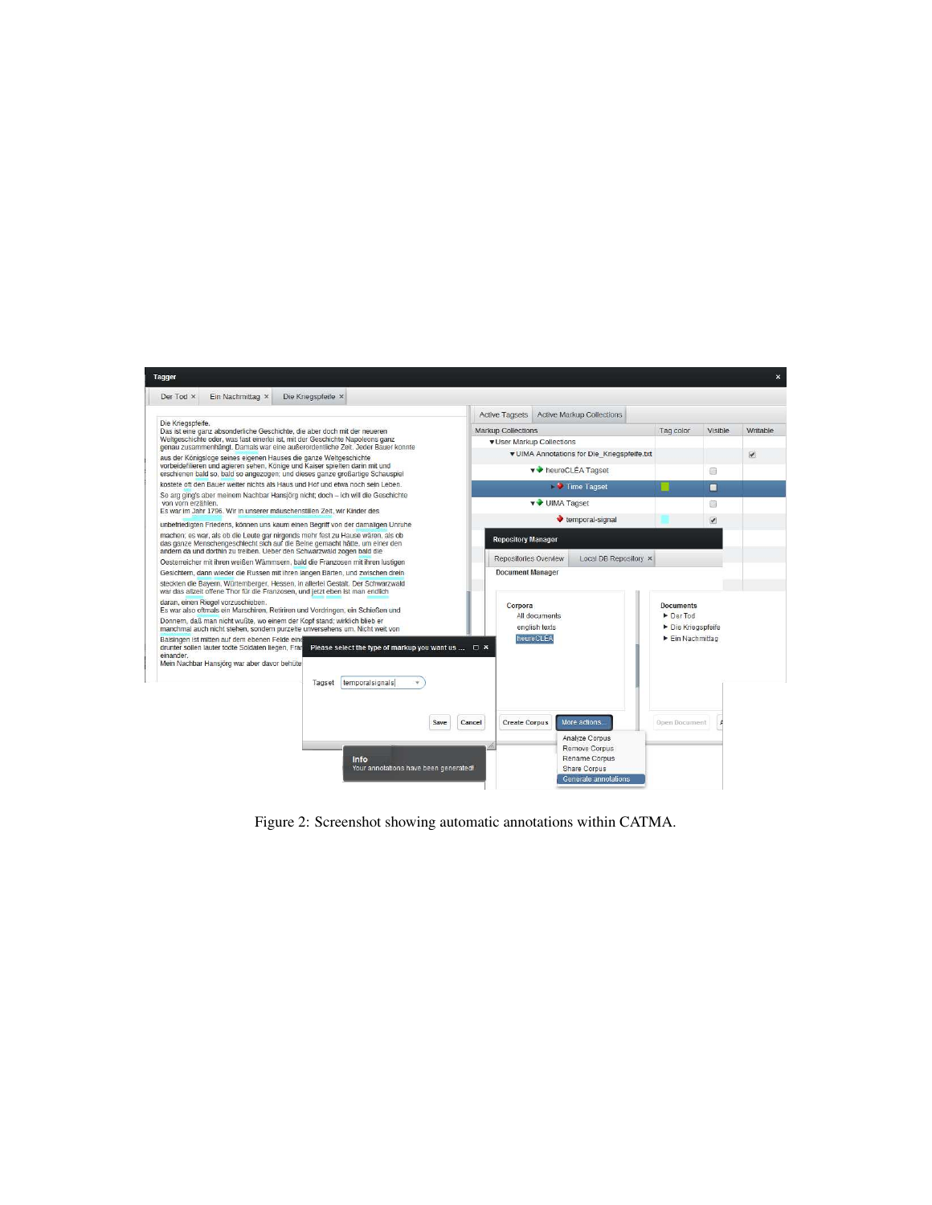Figure 2: Screenshot showing automatic annotations within CATMA.